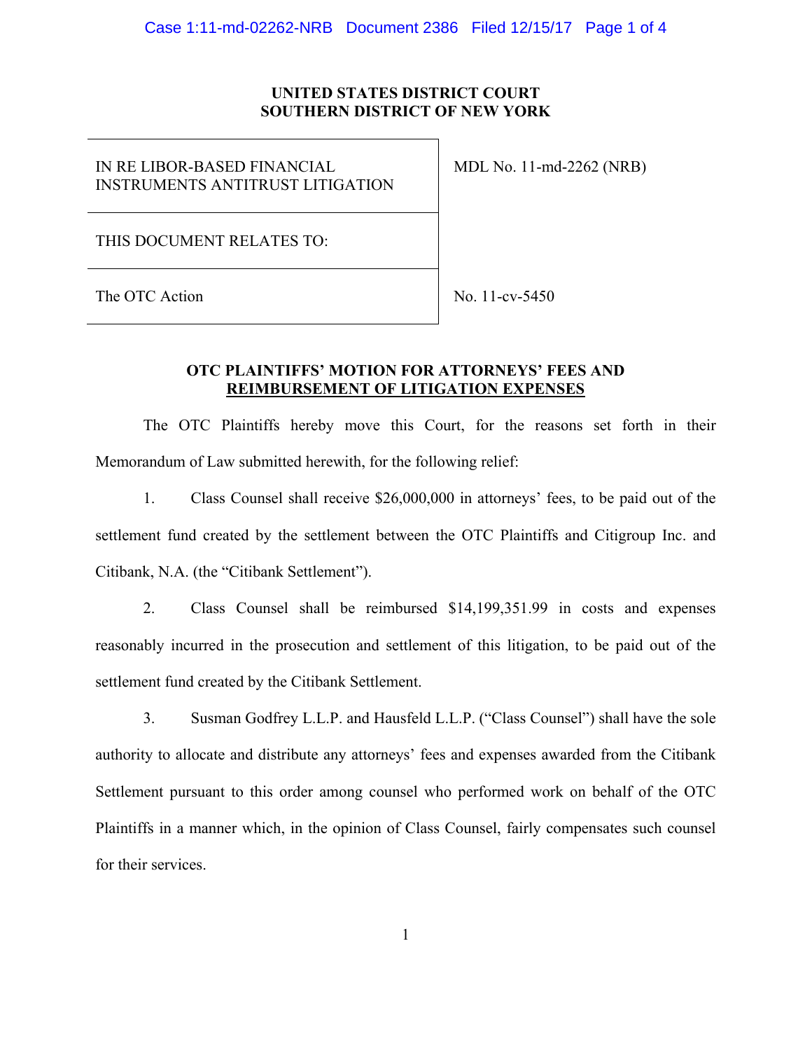**UNITED STATES DISTRICT COURT**
**SOUTHERN DISTRICT OF NEW YORK**

| | |
|---|---|
| IN RE LIBOR-BASED FINANCIAL INSTRUMENTS ANTITRUST LITIGATION | MDL No. 11-md-2262 (NRB) |
| THIS DOCUMENT RELATES TO: | |
| The OTC Action | No. 11-cv-5450 |

**OTC PLAINTIFFS' MOTION FOR ATTORNEYS' FEES AND REIMBURSEMENT OF LITIGATION EXPENSES**

The OTC Plaintiffs hereby move this Court, for the reasons set forth in their Memorandum of Law submitted herewith, for the following relief:

1. Class Counsel shall receive $26,000,000 in attorneys' fees, to be paid out of the settlement fund created by the settlement between the OTC Plaintiffs and Citigroup Inc. and Citibank, N.A. (the "Citibank Settlement").

2. Class Counsel shall be reimbursed $14,199,351.99 in costs and expenses reasonably incurred in the prosecution and settlement of this litigation, to be paid out of the settlement fund created by the Citibank Settlement.

3. Susman Godfrey L.L.P. and Hausfeld L.L.P. ("Class Counsel") shall have the sole authority to allocate and distribute any attorneys' fees and expenses awarded from the Citibank Settlement pursuant to this order among counsel who performed work on behalf of the OTC Plaintiffs in a manner which, in the opinion of Class Counsel, fairly compensates such counsel for their services.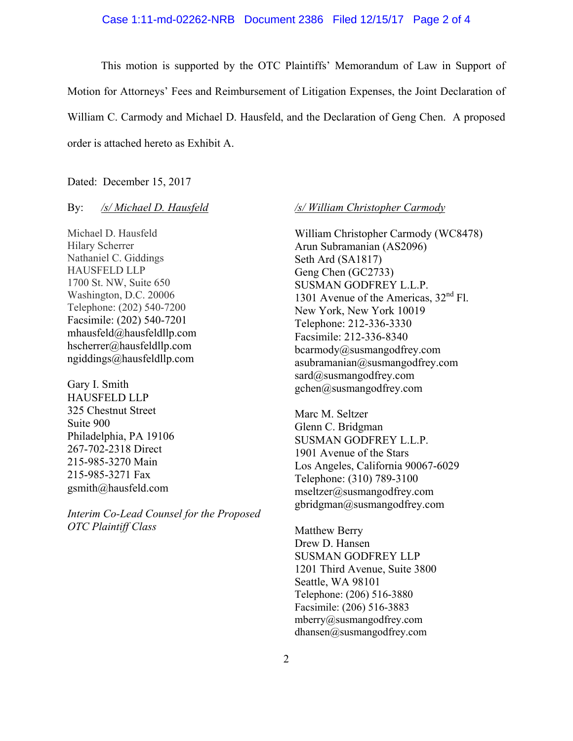This motion is supported by the OTC Plaintiffs' Memorandum of Law in Support of Motion for Attorneys' Fees and Reimbursement of Litigation Expenses, the Joint Declaration of William C. Carmody and Michael D. Hausfeld, and the Declaration of Geng Chen. A proposed order is attached hereto as Exhibit A.

Dated: December 15, 2017

By: */s/ Michael D. Hausfeld*

Michael D. Hausfeld
Hilary Scherrer
Nathaniel C. Giddings
HAUSFELD LLP
1700 St. NW, Suite 650
Washington, D.C. 20006
Telephone: (202) 540-7200
Facsimile: (202) 540-7201
mhausfeld@hausfeldllp.com
hscherrer@hausfeldllp.com
ngiddings@hausfeldllp.com

Gary I. Smith
HAUSFELD LLP
325 Chestnut Street
Suite 900
Philadelphia, PA 19106
267-702-2318 Direct
215-985-3270 Main
215-985-3271 Fax
gsmith@hausfeld.com

*Interim Co-Lead Counsel for the Proposed OTC Plaintiff Class*

*/s/ William Christopher Carmody*

William Christopher Carmody (WC8478)
Arun Subramanian (AS2096)
Seth Ard (SA1817)
Geng Chen (GC2733)
SUSMAN GODFREY L.L.P.
1301 Avenue of the Americas, 32nd Fl.
New York, New York 10019
Telephone: 212-336-3330
Facsimile: 212-336-8340
bcarmody@susmangodfrey.com
asubramanian@susmangodfrey.com
sard@susmangodfrey.com
gchen@susmangodfrey.com

Marc M. Seltzer
Glenn C. Bridgman
SUSMAN GODFREY L.L.P.
1901 Avenue of the Stars
Los Angeles, California 90067-6029
Telephone: (310) 789-3100
mseltzer@susmangodfrey.com
gbridgman@susmangodfrey.com

Matthew Berry
Drew D. Hansen
SUSMAN GODFREY LLP
1201 Third Avenue, Suite 3800
Seattle, WA 98101
Telephone: (206) 516-3880
Facsimile: (206) 516-3883
mberry@susmangodfrey.com
dhansen@susmangodfrey.com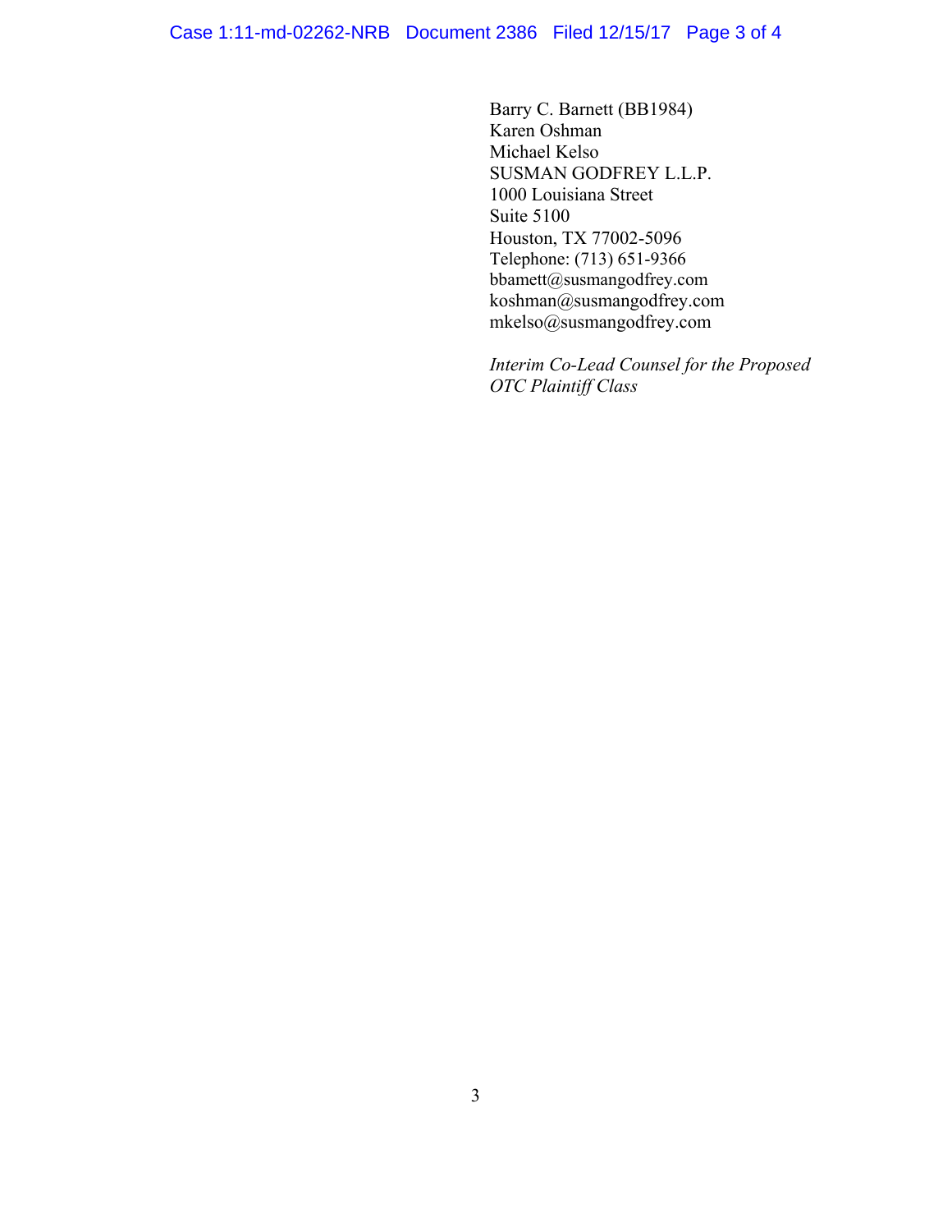Barry C. Barnett (BB1984)
Karen Oshman
Michael Kelso
SUSMAN GODFREY L.L.P.
1000 Louisiana Street
Suite 5100
Houston, TX 77002-5096
Telephone: (713) 651-9366
bbamett@susmangodfrey.com
koshman@susmangodfrey.com
mkelso@susmangodfrey.com

*Interim Co-Lead Counsel for the Proposed OTC Plaintiff Class*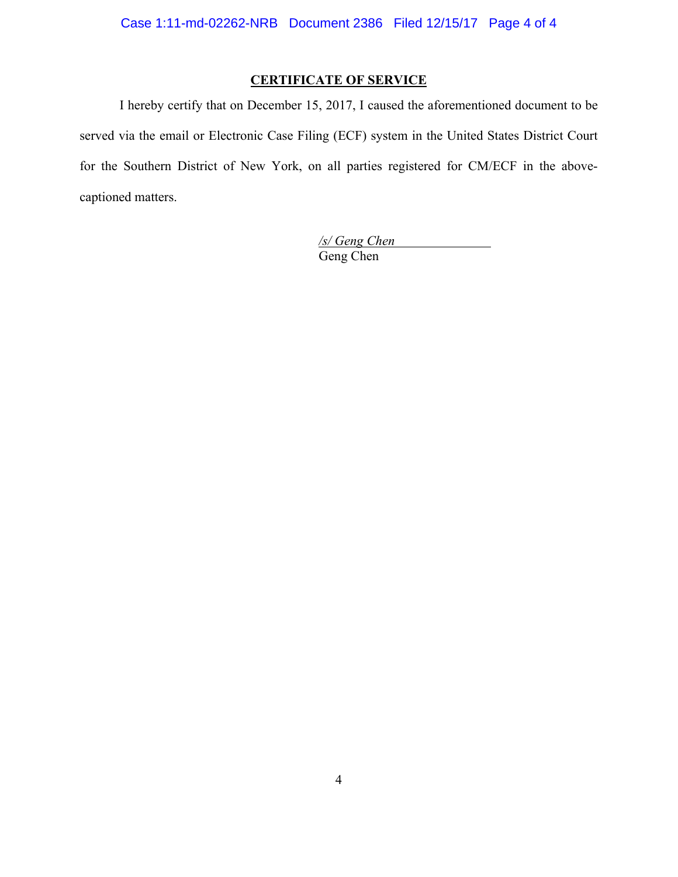**CERTIFICATE OF SERVICE**

I hereby certify that on December 15, 2017, I caused the aforementioned document to be served via the email or Electronic Case Filing (ECF) system in the United States District Court for the Southern District of New York, on all parties registered for CM/ECF in the above-captioned matters.

*/s/ Geng Chen*
Geng Chen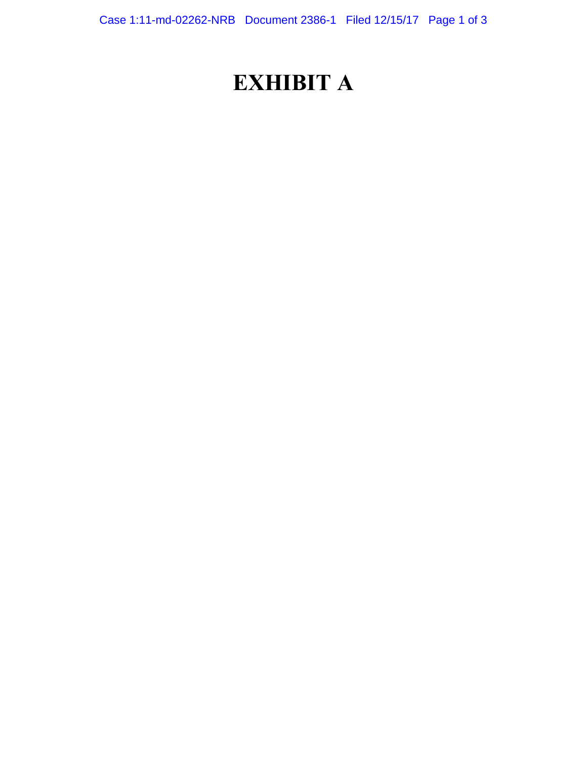# EXHIBIT A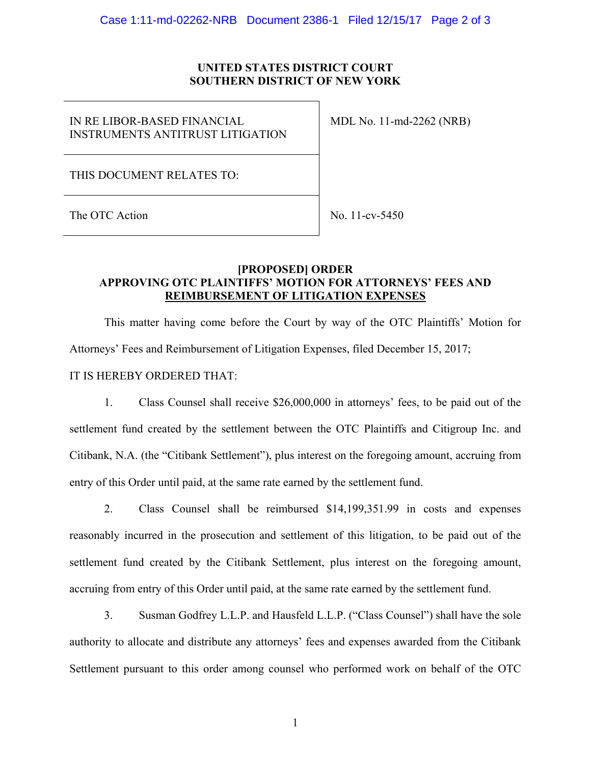**UNITED STATES DISTRICT COURT**
**SOUTHERN DISTRICT OF NEW YORK**

| | |
|---|---|
| IN RE LIBOR-BASED FINANCIAL INSTRUMENTS ANTITRUST LITIGATION | MDL No. 11-md-2262 (NRB) |
| THIS DOCUMENT RELATES TO: | |
| The OTC Action | No. 11-cv-5450 |

**[PROPOSED] ORDER**
**APPROVING OTC PLAINTIFFS' MOTION FOR ATTORNEYS' FEES AND REIMBURSEMENT OF LITIGATION EXPENSES**

This matter having come before the Court by way of the OTC Plaintiffs' Motion for Attorneys' Fees and Reimbursement of Litigation Expenses, filed December 15, 2017;

IT IS HEREBY ORDERED THAT:

1. Class Counsel shall receive $26,000,000 in attorneys' fees, to be paid out of the settlement fund created by the settlement between the OTC Plaintiffs and Citigroup Inc. and Citibank, N.A. (the "Citibank Settlement"), plus interest on the foregoing amount, accruing from entry of this Order until paid, at the same rate earned by the settlement fund.

2. Class Counsel shall be reimbursed $14,199,351.99 in costs and expenses reasonably incurred in the prosecution and settlement of this litigation, to be paid out of the settlement fund created by the Citibank Settlement, plus interest on the foregoing amount, accruing from entry of this Order until paid, at the same rate earned by the settlement fund.

3. Susman Godfrey L.L.P. and Hausfeld L.L.P. ("Class Counsel") shall have the sole authority to allocate and distribute any attorneys' fees and expenses awarded from the Citibank Settlement pursuant to this order among counsel who performed work on behalf of the OTC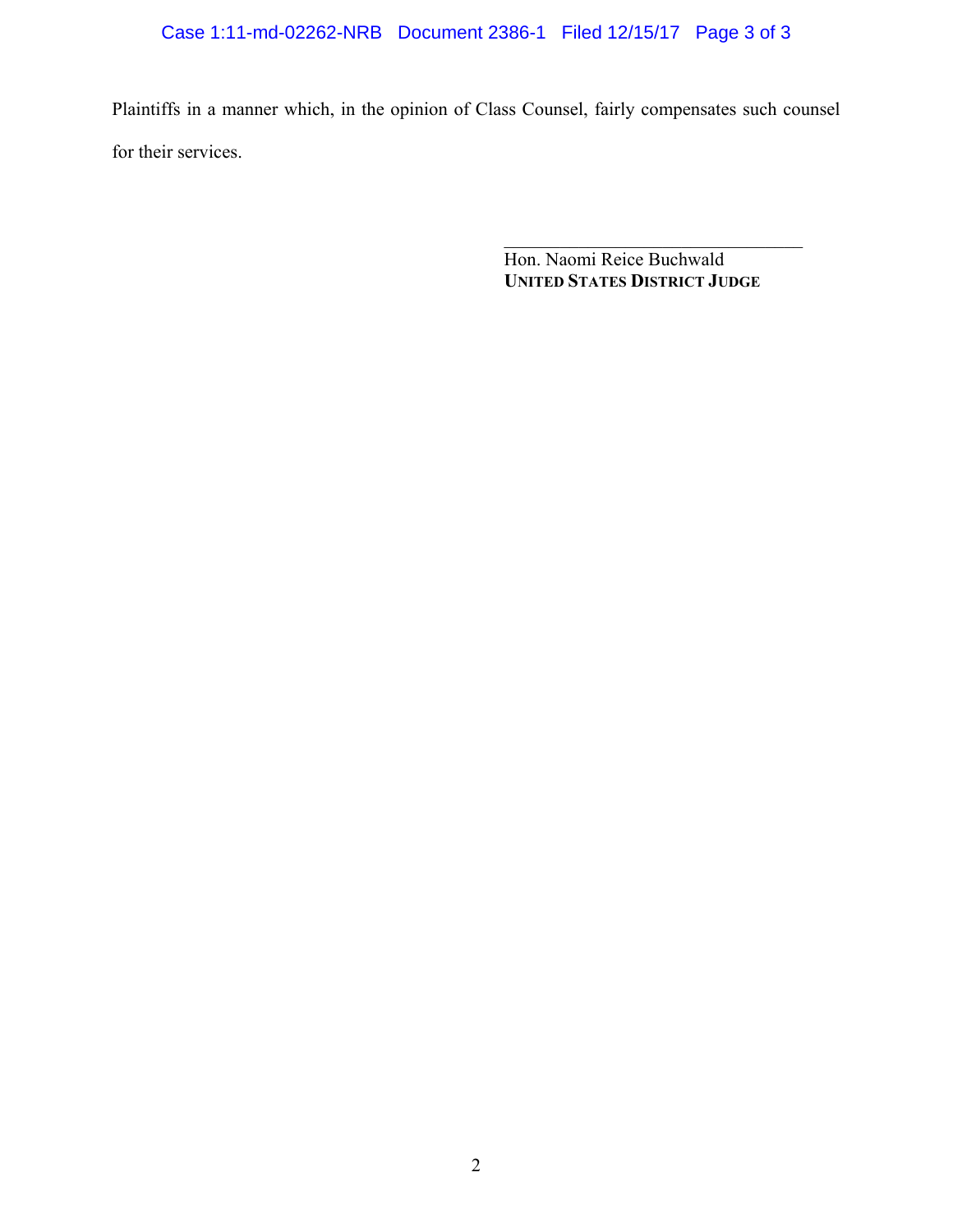Plaintiffs in a manner which, in the opinion of Class Counsel, fairly compensates such counsel for their services.

\_\_\_\_\_\_\_\_\_\_\_\_\_\_\_\_\_\_\_\_\_\_\_\_\_\_\_\_\_\_\_\_

Hon. Naomi Reice Buchwald
**UNITED STATES DISTRICT JUDGE**